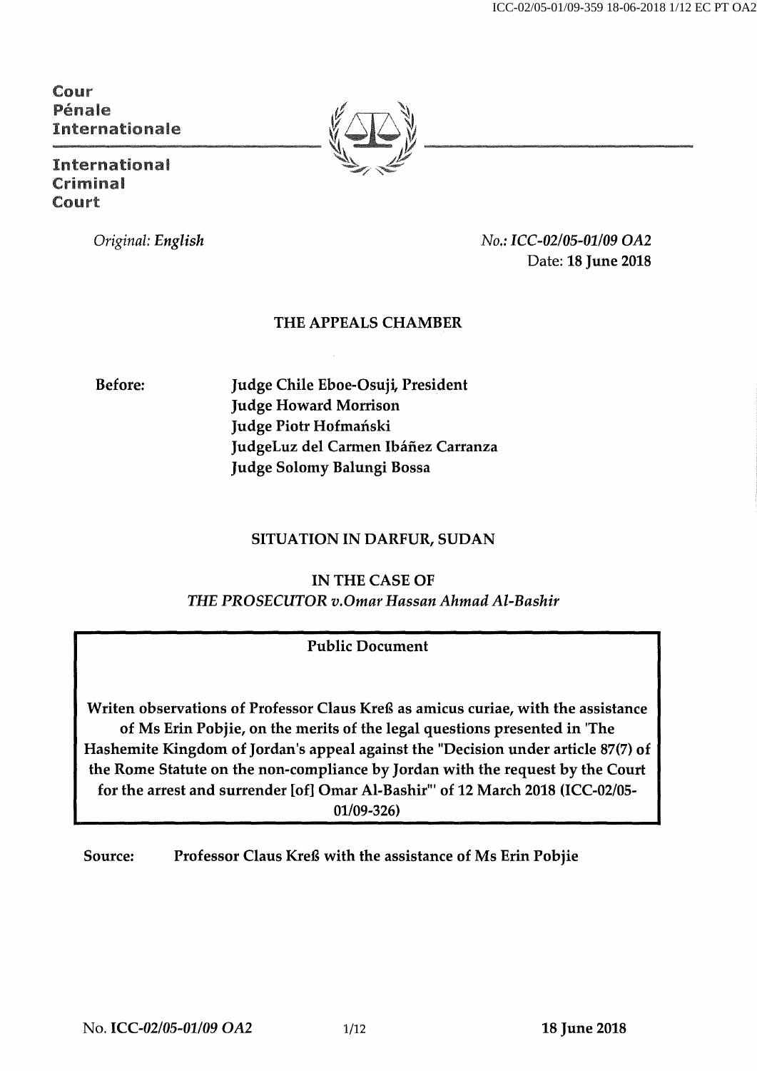Cour
Pénale
Internationale

International
Criminal
Court

*Original: English*

*No.: ICC-02/05-01/09 OA2*
Date: **18 June 2018**

## THE APPEALS CHAMBER

**Before:**

**Judge Chile Eboe-Osuji, President**
**Judge Howard Morrison**
**Judge Piotr Hofmański**
**JudgeLuz del Carmen Ibáñez Carranza**
**Judge Solomy Balungi Bossa**

## SITUATION IN DARFUR, SUDAN

**IN THE CASE OF**
***THE PROSECUTOR v.Omar Hassan Ahmad Al-Bashir***

**Public Document**

**Writen observations of Professor Claus Kreß as amicus curiae, with the assistance of Ms Erin Pobjie, on the merits of the legal questions presented in 'The Hashemite Kingdom of Jordan's appeal against the "Decision under article 87(7) of the Rome Statute on the non-compliance by Jordan with the request by the Court for the arrest and surrender [of] Omar Al-Bashir"' of 12 March 2018 (ICC-02/05-01/09-326)**

**Source:** **Professor Claus Kreß with the assistance of Ms Erin Pobjie**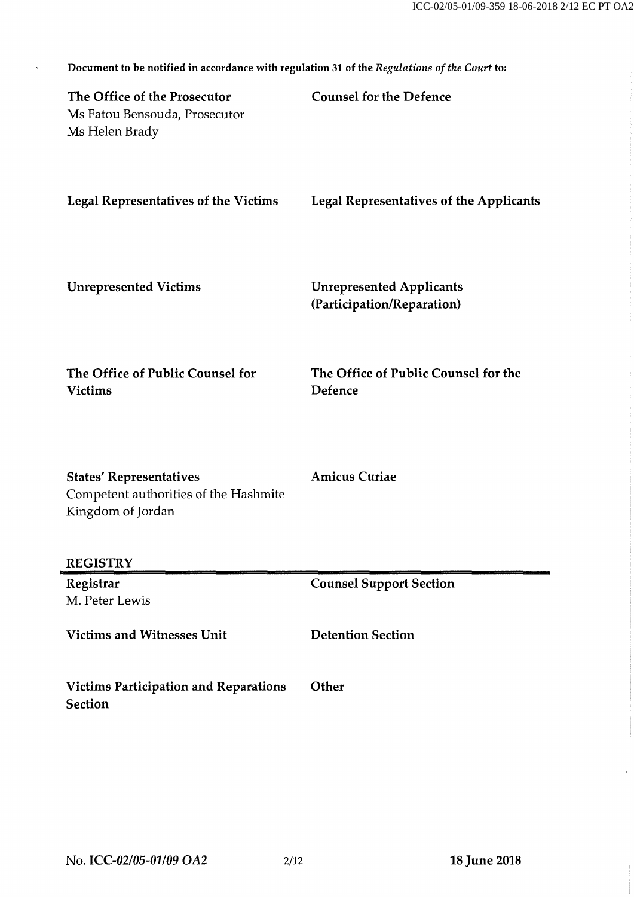**Document to be notified in accordance with regulation 31 of the *Regulations of the Court* to:**

**The Office of the Prosecutor**
Ms Fatou Bensouda, Prosecutor
Ms Helen Brady

**Counsel for the Defence**

**Legal Representatives of the Victims**

**Legal Representatives of the Applicants**

**Unrepresented Victims**

**Unrepresented Applicants (Participation/Reparation)**

**The Office of Public Counsel for Victims**

**The Office of Public Counsel for the Defence**

**States' Representatives**
Competent authorities of the Hashmite Kingdom of Jordan

**Amicus Curiae**

**REGISTRY**

**Registrar**
M. Peter Lewis

**Counsel Support Section**

**Victims and Witnesses Unit**

**Detention Section**

**Victims Participation and Reparations Section**

**Other**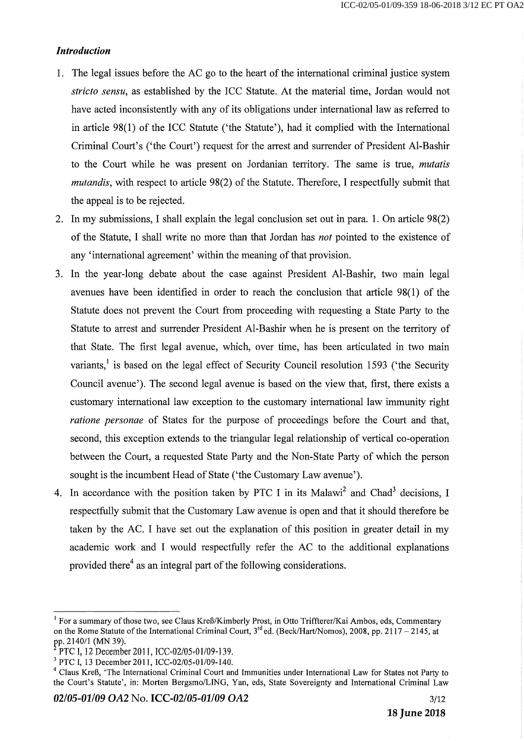### *Introduction*

1. The legal issues before the AC go to the heart of the international criminal justice system *stricto sensu*, as established by the ICC Statute. At the material time, Jordan would not have acted inconsistently with any of its obligations under international law as referred to in article 98(1) of the ICC Statute ('the Statute'), had it complied with the International Criminal Court's ('the Court') request for the arrest and surrender of President Al-Bashir to the Court while he was present on Jordanian territory. The same is true, *mutatis mutandis*, with respect to article 98(2) of the Statute. Therefore, I respectfully submit that the appeal is to be rejected.
2. In my submissions, I shall explain the legal conclusion set out in para. 1. On article 98(2) of the Statute, I shall write no more than that Jordan has *not* pointed to the existence of any 'international agreement' within the meaning of that provision.
3. In the year-long debate about the case against President Al-Bashir, two main legal avenues have been identified in order to reach the conclusion that article 98(1) of the Statute does not prevent the Court from proceeding with requesting a State Party to the Statute to arrest and surrender President Al-Bashir when he is present on the territory of that State. The first legal avenue, which, over time, has been articulated in two main variants,[1] is based on the legal effect of Security Council resolution 1593 ('the Security Council avenue'). The second legal avenue is based on the view that, first, there exists a customary international law exception to the customary international law immunity right *ratione personae* of States for the purpose of proceedings before the Court and that, second, this exception extends to the triangular legal relationship of vertical co-operation between the Court, a requested State Party and the Non-State Party of which the person sought is the incumbent Head of State ('the Customary Law avenue').
4. In accordance with the position taken by PTC I in its Malawi[2] and Chad[3] decisions, I respectfully submit that the Customary Law avenue is open and that it should therefore be taken by the AC. I have set out the explanation of this position in greater detail in my academic work and I would respectfully refer the AC to the additional explanations provided there[4] as an integral part of the following considerations.

---

[1] For a summary of those two, see Claus Kreß/Kimberly Prost, in Otto Triffterer/Kai Ambos, eds, Commentary on the Rome Statute of the International Criminal Court, 3rd ed. (Beck/Hart/Nomos), 2008, pp. 2117 – 2145, at pp. 2140/1 (MN 39).

[2] PTC I, 12 December 2011, ICC-02/05-01/09-139.

[3] PTC I, 13 December 2011, ICC-02/05-01/09-140.

[4] Claus Kreß, 'The International Criminal Court and Immunities under International Law for States not Party to the Court's Statute', in: Morten Bergsmo/LING, Yan, eds, State Sovereignty and International Criminal Law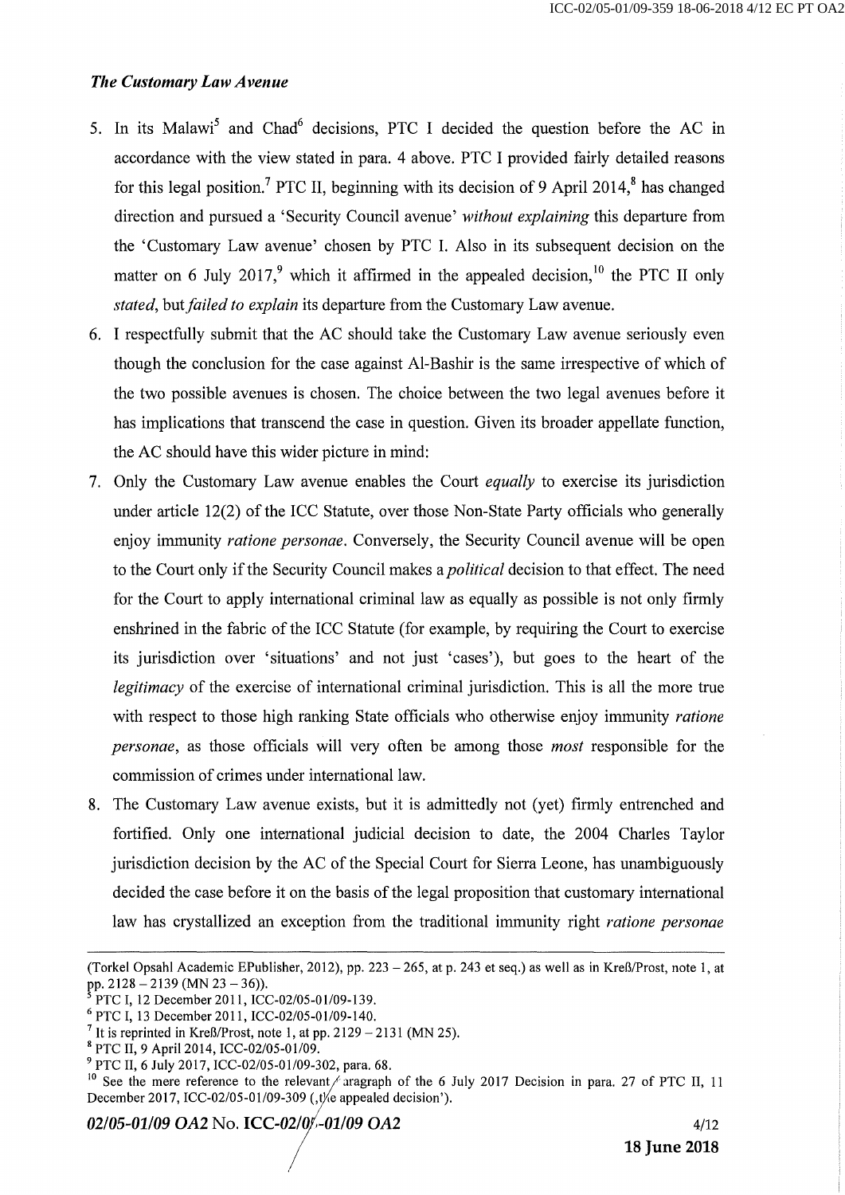### *The Customary Law Avenue*

5. In its Malawi[5] and Chad[6] decisions, PTC I decided the question before the AC in accordance with the view stated in para. 4 above. PTC I provided fairly detailed reasons for this legal position.[7] PTC II, beginning with its decision of 9 April 2014,[8] has changed direction and pursued a 'Security Council avenue' *without explaining* this departure from the 'Customary Law avenue' chosen by PTC I. Also in its subsequent decision on the matter on 6 July 2017,[9] which it affirmed in the appealed decision,[10] the PTC II only *stated*, but *failed to explain* its departure from the Customary Law avenue.
6. I respectfully submit that the AC should take the Customary Law avenue seriously even though the conclusion for the case against Al-Bashir is the same irrespective of which of the two possible avenues is chosen. The choice between the two legal avenues before it has implications that transcend the case in question. Given its broader appellate function, the AC should have this wider picture in mind:
7. Only the Customary Law avenue enables the Court *equally* to exercise its jurisdiction under article 12(2) of the ICC Statute, over those Non-State Party officials who generally enjoy immunity *ratione personae*. Conversely, the Security Council avenue will be open to the Court only if the Security Council makes a *political* decision to that effect. The need for the Court to apply international criminal law as equally as possible is not only firmly enshrined in the fabric of the ICC Statute (for example, by requiring the Court to exercise its jurisdiction over 'situations' and not just 'cases'), but goes to the heart of the *legitimacy* of the exercise of international criminal jurisdiction. This is all the more true with respect to those high ranking State officials who otherwise enjoy immunity *ratione personae*, as those officials will very often be among those *most* responsible for the commission of crimes under international law.
8. The Customary Law avenue exists, but it is admittedly not (yet) firmly entrenched and fortified. Only one international judicial decision to date, the 2004 Charles Taylor jurisdiction decision by the AC of the Special Court for Sierra Leone, has unambiguously decided the case before it on the basis of the legal proposition that customary international law has crystallized an exception from the traditional immunity right *ratione personae*

---

(Torkel Opsahl Academic EPublisher, 2012), pp. 223 – 265, at p. 243 et seq.) as well as in Kreß/Prost, note 1, at pp. 2128 – 2139 (MN 23 – 36)).

[5] PTC I, 12 December 2011, ICC-02/05-01/09-139.

[6] PTC I, 13 December 2011, ICC-02/05-01/09-140.

[7] It is reprinted in Kreß/Prost, note 1, at pp. 2129 – 2131 (MN 25).

[8] PTC II, 9 April 2014, ICC-02/05-01/09.

[9] PTC II, 6 July 2017, ICC-02/05-01/09-302, para. 68.

[10] See the mere reference to the relevant paragraph of the 6 July 2017 Decision in para. 27 of PTC II, 11 December 2017, ICC-02/05-01/09-309 (,the appealed decision').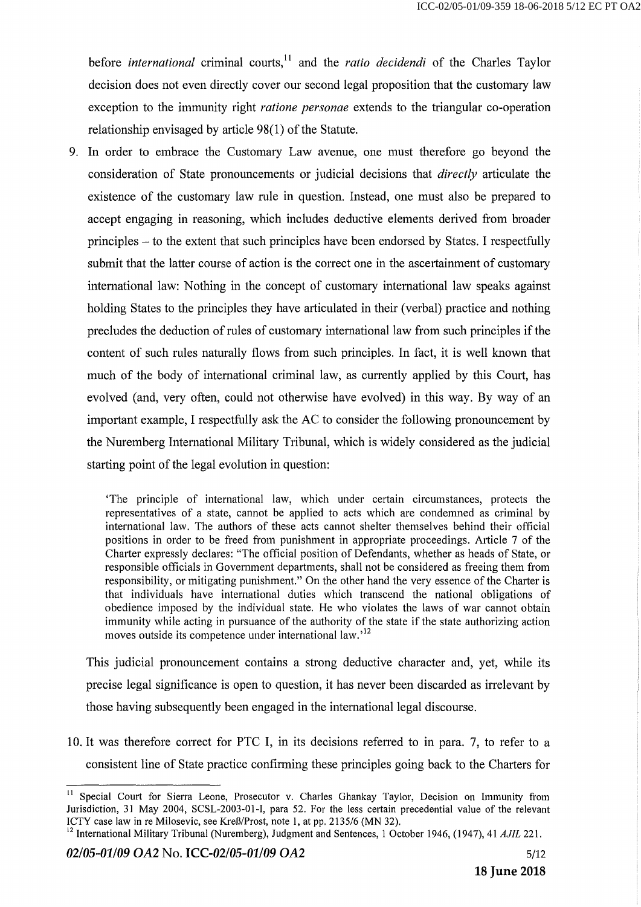before *international* criminal courts,[11] and the *ratio decidendi* of the Charles Taylor decision does not even directly cover our second legal proposition that the customary law exception to the immunity right *ratione personae* extends to the triangular co-operation relationship envisaged by article 98(1) of the Statute.

9. In order to embrace the Customary Law avenue, one must therefore go beyond the consideration of State pronouncements or judicial decisions that *directly* articulate the existence of the customary law rule in question. Instead, one must also be prepared to accept engaging in reasoning, which includes deductive elements derived from broader principles – to the extent that such principles have been endorsed by States. I respectfully submit that the latter course of action is the correct one in the ascertainment of customary international law: Nothing in the concept of customary international law speaks against holding States to the principles they have articulated in their (verbal) practice and nothing precludes the deduction of rules of customary international law from such principles if the content of such rules naturally flows from such principles. In fact, it is well known that much of the body of international criminal law, as currently applied by this Court, has evolved (and, very often, could not otherwise have evolved) in this way. By way of an important example, I respectfully ask the AC to consider the following pronouncement by the Nuremberg International Military Tribunal, which is widely considered as the judicial starting point of the legal evolution in question:

> 'The principle of international law, which under certain circumstances, protects the representatives of a state, cannot be applied to acts which are condemned as criminal by international law. The authors of these acts cannot shelter themselves behind their official positions in order to be freed from punishment in appropriate proceedings. Article 7 of the Charter expressly declares: "The official position of Defendants, whether as heads of State, or responsible officials in Government departments, shall not be considered as freeing them from responsibility, or mitigating punishment." On the other hand the very essence of the Charter is that individuals have international duties which transcend the national obligations of obedience imposed by the individual state. He who violates the laws of war cannot obtain immunity while acting in pursuance of the authority of the state if the state authorizing action moves outside its competence under international law.'[12]

This judicial pronouncement contains a strong deductive character and, yet, while its precise legal significance is open to question, it has never been discarded as irrelevant by those having subsequently been engaged in the international legal discourse.

10. It was therefore correct for PTC I, in its decisions referred to in para. 7, to refer to a consistent line of State practice confirming these principles going back to the Charters for

---

[11] Special Court for Sierra Leone, Prosecutor v. Charles Ghankay Taylor, Decision on Immunity from Jurisdiction, 31 May 2004, SCSL-2003-01-I, para 52. For the less certain precedential value of the relevant ICTY case law in re Milosevic, see Kreß/Prost, note 1, at pp. 2135/6 (MN 32).

[12] International Military Tribunal (Nuremberg), Judgment and Sentences, 1 October 1946, (1947), 41 *AJIL* 221.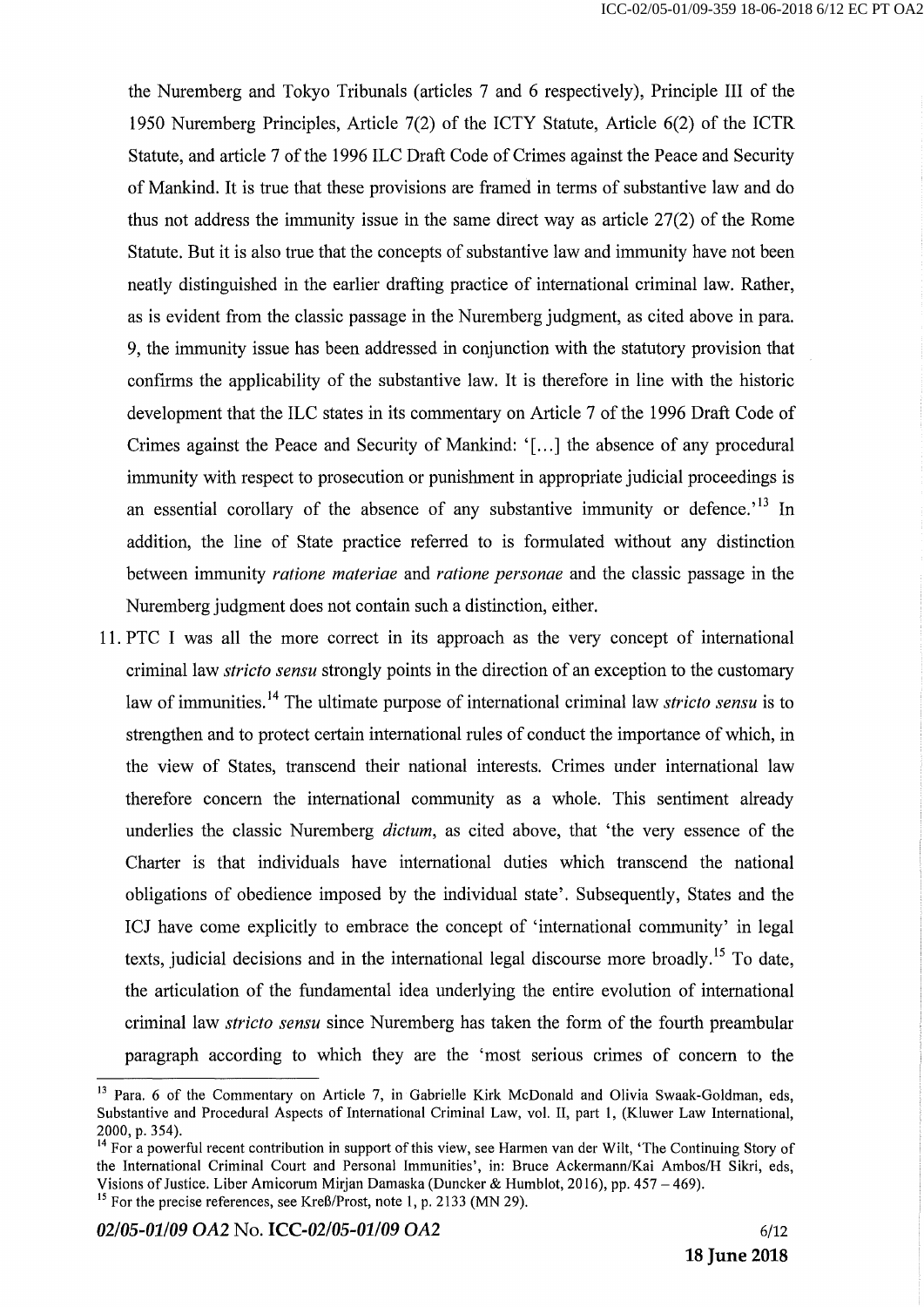the Nuremberg and Tokyo Tribunals (articles 7 and 6 respectively), Principle III of the 1950 Nuremberg Principles, Article 7(2) of the ICTY Statute, Article 6(2) of the ICTR Statute, and article 7 of the 1996 ILC Draft Code of Crimes against the Peace and Security of Mankind. It is true that these provisions are framed in terms of substantive law and do thus not address the immunity issue in the same direct way as article 27(2) of the Rome Statute. But it is also true that the concepts of substantive law and immunity have not been neatly distinguished in the earlier drafting practice of international criminal law. Rather, as is evident from the classic passage in the Nuremberg judgment, as cited above in para. 9, the immunity issue has been addressed in conjunction with the statutory provision that confirms the applicability of the substantive law. It is therefore in line with the historic development that the ILC states in its commentary on Article 7 of the 1996 Draft Code of Crimes against the Peace and Security of Mankind: '[...] the absence of any procedural immunity with respect to prosecution or punishment in appropriate judicial proceedings is an essential corollary of the absence of any substantive immunity or defence.'[13] In addition, the line of State practice referred to is formulated without any distinction between immunity *ratione materiae* and *ratione personae* and the classic passage in the Nuremberg judgment does not contain such a distinction, either.

11. PTC I was all the more correct in its approach as the very concept of international criminal law *stricto sensu* strongly points in the direction of an exception to the customary law of immunities.[14] The ultimate purpose of international criminal law *stricto sensu* is to strengthen and to protect certain international rules of conduct the importance of which, in the view of States, transcend their national interests. Crimes under international law therefore concern the international community as a whole. This sentiment already underlies the classic Nuremberg *dictum*, as cited above, that 'the very essence of the Charter is that individuals have international duties which transcend the national obligations of obedience imposed by the individual state'. Subsequently, States and the ICJ have come explicitly to embrace the concept of 'international community' in legal texts, judicial decisions and in the international legal discourse more broadly.[15] To date, the articulation of the fundamental idea underlying the entire evolution of international criminal law *stricto sensu* since Nuremberg has taken the form of the fourth preambular paragraph according to which they are the 'most serious crimes of concern to the

---

[13] Para. 6 of the Commentary on Article 7, in Gabrielle Kirk McDonald and Olivia Swaak-Goldman, eds, Substantive and Procedural Aspects of International Criminal Law, vol. II, part 1, (Kluwer Law International, 2000, p. 354).

[14] For a powerful recent contribution in support of this view, see Harmen van der Wilt, 'The Continuing Story of the International Criminal Court and Personal Immunities', in: Bruce Ackermann/Kai Ambos/H Sikri, eds, Visions of Justice. Liber Amicorum Mirjan Damaska (Duncker & Humblot, 2016), pp. 457 – 469).

[15] For the precise references, see Kreß/Prost, note 1, p. 2133 (MN 29).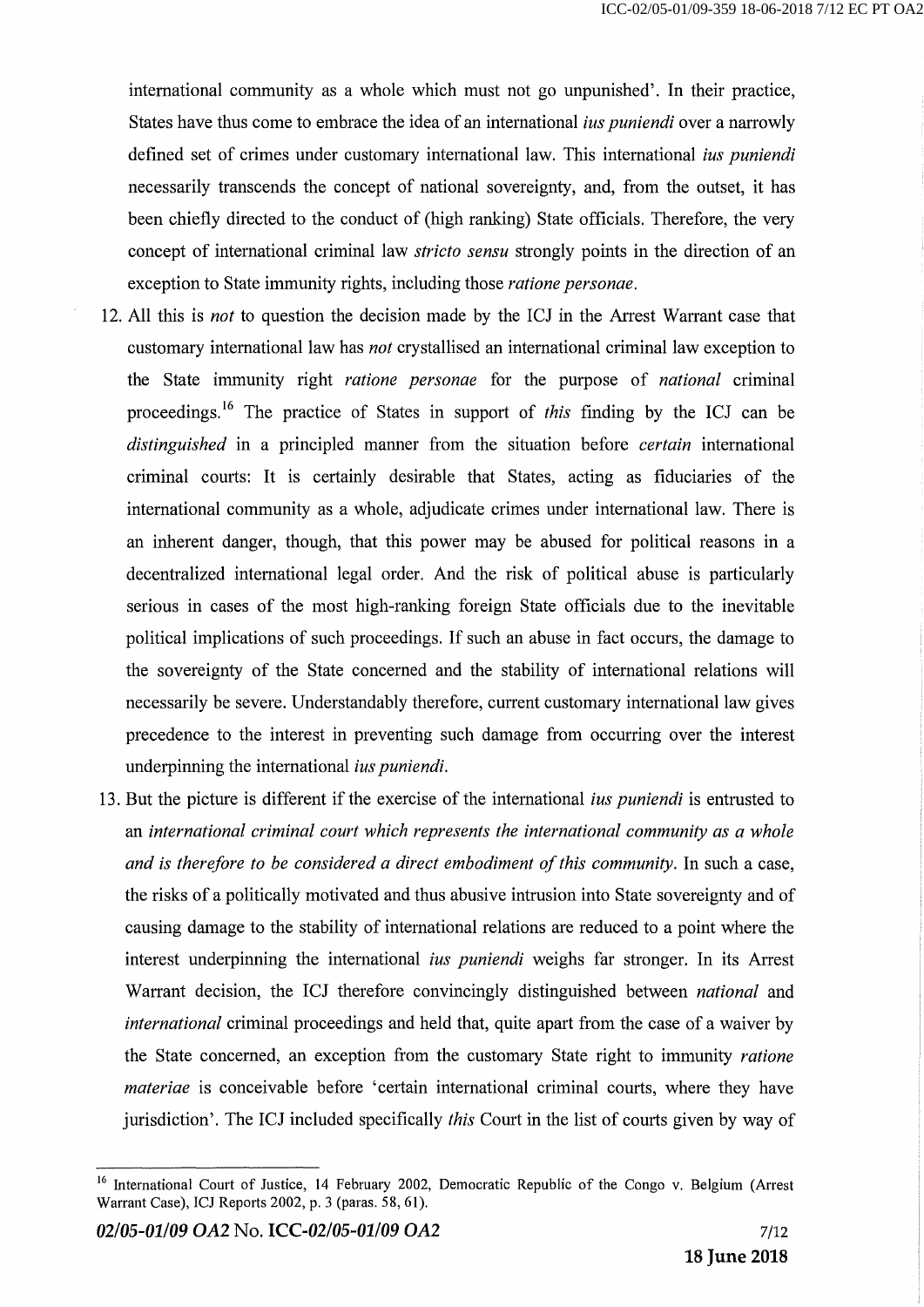international community as a whole which must not go unpunished'. In their practice, States have thus come to embrace the idea of an international *ius puniendi* over a narrowly defined set of crimes under customary international law. This international *ius puniendi* necessarily transcends the concept of national sovereignty, and, from the outset, it has been chiefly directed to the conduct of (high ranking) State officials. Therefore, the very concept of international criminal law *stricto sensu* strongly points in the direction of an exception to State immunity rights, including those *ratione personae*.

12. All this is *not* to question the decision made by the ICJ in the Arrest Warrant case that customary international law has *not* crystallised an international criminal law exception to the State immunity right *ratione personae* for the purpose of *national* criminal proceedings.[16] The practice of States in support of *this* finding by the ICJ can be *distinguished* in a principled manner from the situation before *certain* international criminal courts: It is certainly desirable that States, acting as fiduciaries of the international community as a whole, adjudicate crimes under international law. There is an inherent danger, though, that this power may be abused for political reasons in a decentralized international legal order. And the risk of political abuse is particularly serious in cases of the most high-ranking foreign State officials due to the inevitable political implications of such proceedings. If such an abuse in fact occurs, the damage to the sovereignty of the State concerned and the stability of international relations will necessarily be severe. Understandably therefore, current customary international law gives precedence to the interest in preventing such damage from occurring over the interest underpinning the international *ius puniendi*.

13. But the picture is different if the exercise of the international *ius puniendi* is entrusted to an *international criminal court which represents the international community as a whole and is therefore to be considered a direct embodiment of this community*. In such a case, the risks of a politically motivated and thus abusive intrusion into State sovereignty and of causing damage to the stability of international relations are reduced to a point where the interest underpinning the international *ius puniendi* weighs far stronger. In its Arrest Warrant decision, the ICJ therefore convincingly distinguished between *national* and *international* criminal proceedings and held that, quite apart from the case of a waiver by the State concerned, an exception from the customary State right to immunity *ratione materiae* is conceivable before 'certain international criminal courts, where they have jurisdiction'. The ICJ included specifically *this* Court in the list of courts given by way of

---

[16] International Court of Justice, 14 February 2002, Democratic Republic of the Congo v. Belgium (Arrest Warrant Case), ICJ Reports 2002, p. 3 (paras. 58, 61).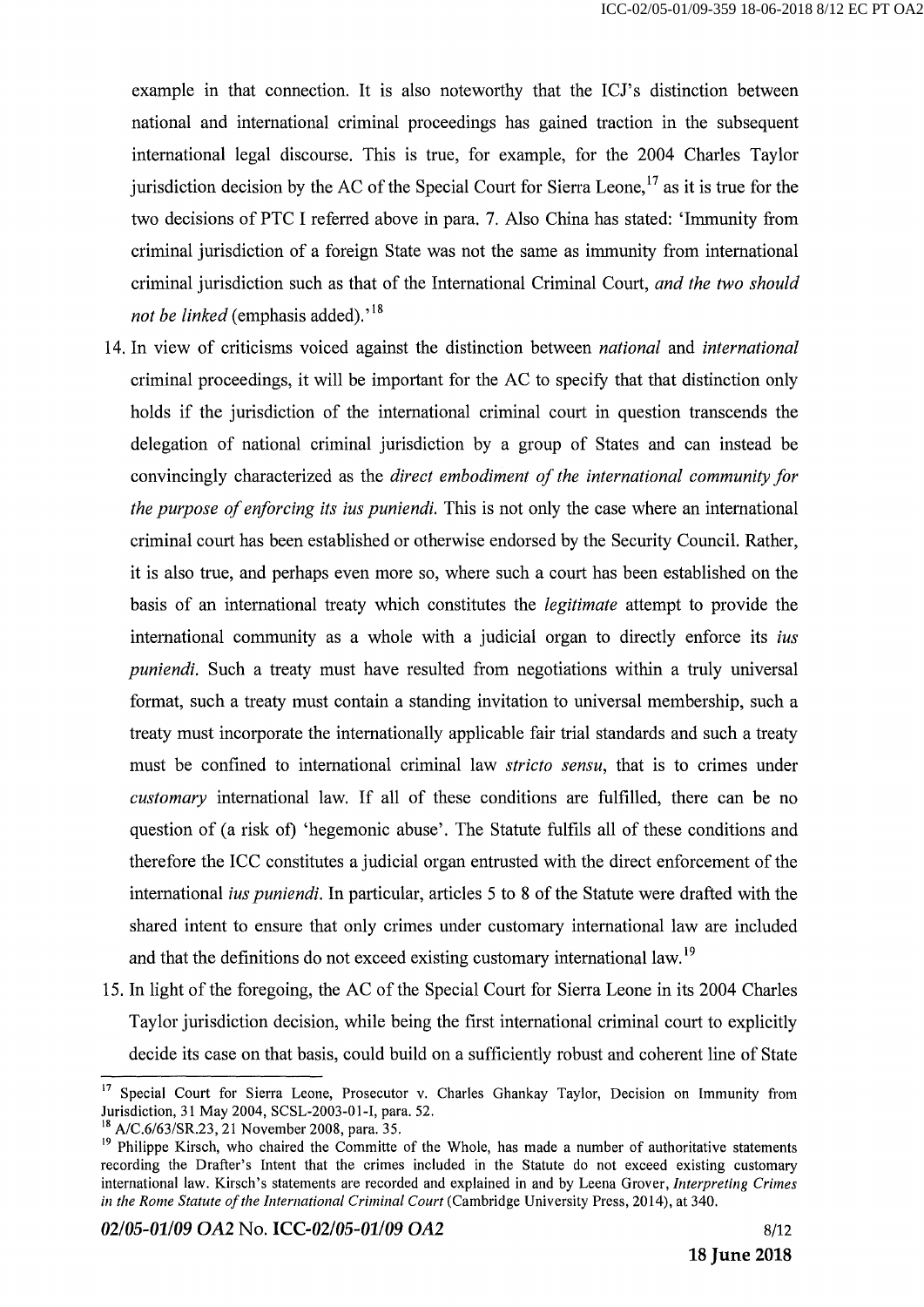example in that connection. It is also noteworthy that the ICJ's distinction between national and international criminal proceedings has gained traction in the subsequent international legal discourse. This is true, for example, for the 2004 Charles Taylor jurisdiction decision by the AC of the Special Court for Sierra Leone,[17] as it is true for the two decisions of PTC I referred above in para. 7. Also China has stated: 'Immunity from criminal jurisdiction of a foreign State was not the same as immunity from international criminal jurisdiction such as that of the International Criminal Court, *and the two should not be linked* (emphasis added).'[18]

14. In view of criticisms voiced against the distinction between *national* and *international* criminal proceedings, it will be important for the AC to specify that that distinction only holds if the jurisdiction of the international criminal court in question transcends the delegation of national criminal jurisdiction by a group of States and can instead be convincingly characterized as the *direct embodiment of the international community for the purpose of enforcing its ius puniendi.* This is not only the case where an international criminal court has been established or otherwise endorsed by the Security Council. Rather, it is also true, and perhaps even more so, where such a court has been established on the basis of an international treaty which constitutes the *legitimate* attempt to provide the international community as a whole with a judicial organ to directly enforce its *ius puniendi.* Such a treaty must have resulted from negotiations within a truly universal format, such a treaty must contain a standing invitation to universal membership, such a treaty must incorporate the internationally applicable fair trial standards and such a treaty must be confined to international criminal law *stricto sensu*, that is to crimes under *customary* international law. If all of these conditions are fulfilled, there can be no question of (a risk of) 'hegemonic abuse'. The Statute fulfils all of these conditions and therefore the ICC constitutes a judicial organ entrusted with the direct enforcement of the international *ius puniendi*. In particular, articles 5 to 8 of the Statute were drafted with the shared intent to ensure that only crimes under customary international law are included and that the definitions do not exceed existing customary international law.[19]

15. In light of the foregoing, the AC of the Special Court for Sierra Leone in its 2004 Charles Taylor jurisdiction decision, while being the first international criminal court to explicitly decide its case on that basis, could build on a sufficiently robust and coherent line of State

---

[17] Special Court for Sierra Leone, Prosecutor v. Charles Ghankay Taylor, Decision on Immunity from Jurisdiction, 31 May 2004, SCSL-2003-01-I, para. 52.

[18] A/C.6/63/SR.23, 21 November 2008, para. 35.

[19] Philippe Kirsch, who chaired the Committe of the Whole, has made a number of authoritative statements recording the Drafter's Intent that the crimes included in the Statute do not exceed existing customary international law. Kirsch's statements are recorded and explained in and by Leena Grover, *Interpreting Crimes in the Rome Statute of the International Criminal Court* (Cambridge University Press, 2014), at 340.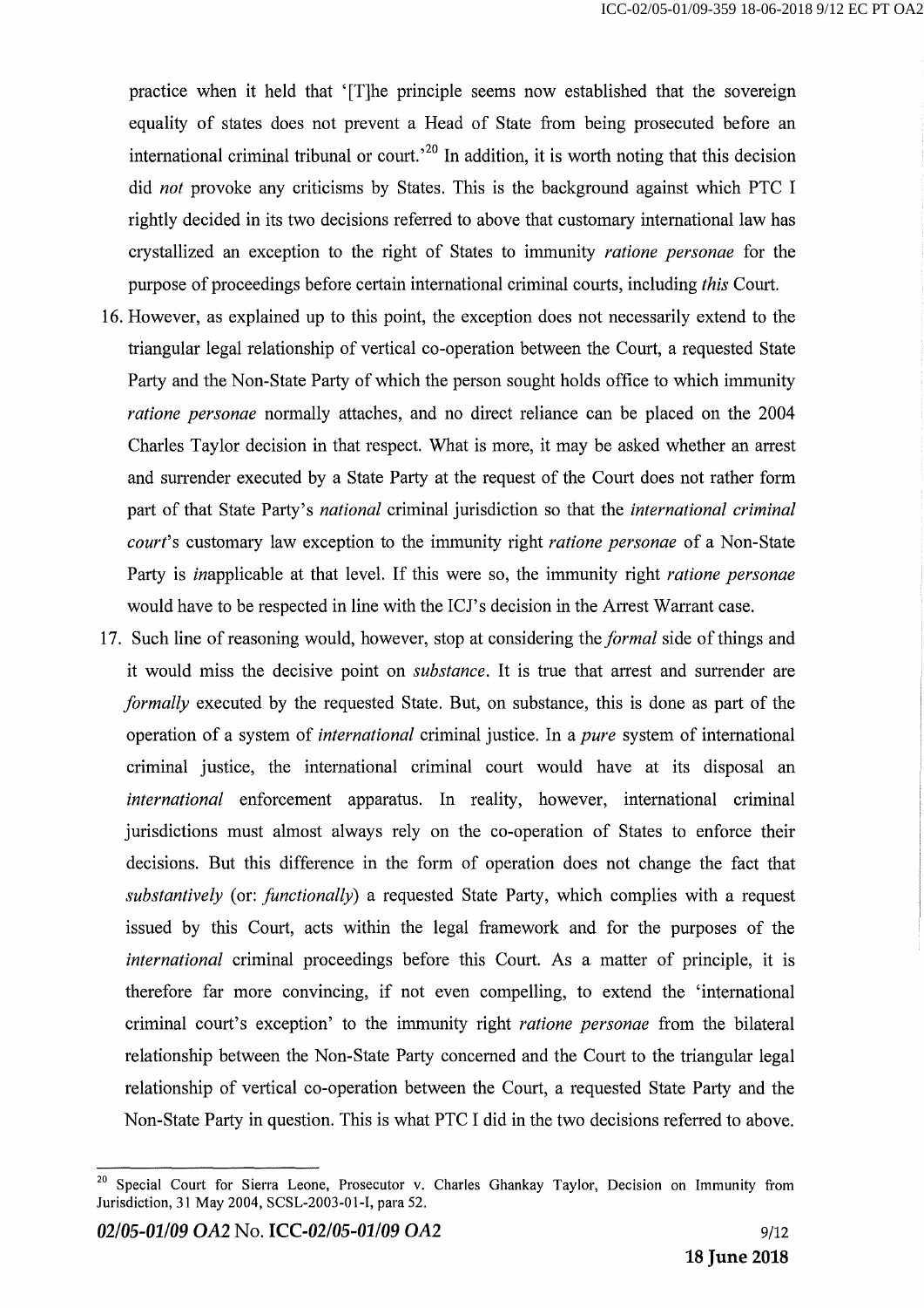practice when it held that '[T]he principle seems now established that the sovereign equality of states does not prevent a Head of State from being prosecuted before an international criminal tribunal or court.'[20] In addition, it is worth noting that this decision did *not* provoke any criticisms by States. This is the background against which PTC I rightly decided in its two decisions referred to above that customary international law has crystallized an exception to the right of States to immunity *ratione personae* for the purpose of proceedings before certain international criminal courts, including *this* Court.

16. However, as explained up to this point, the exception does not necessarily extend to the triangular legal relationship of vertical co-operation between the Court, a requested State Party and the Non-State Party of which the person sought holds office to which immunity *ratione personae* normally attaches, and no direct reliance can be placed on the 2004 Charles Taylor decision in that respect. What is more, it may be asked whether an arrest and surrender executed by a State Party at the request of the Court does not rather form part of that State Party's *national* criminal jurisdiction so that the *international criminal court*'s customary law exception to the immunity right *ratione personae* of a Non-State Party is *in*applicable at that level. If this were so, the immunity right *ratione personae* would have to be respected in line with the ICJ's decision in the Arrest Warrant case.

17. Such line of reasoning would, however, stop at considering the *formal* side of things and it would miss the decisive point on *substance*. It is true that arrest and surrender are *formally* executed by the requested State. But, on substance, this is done as part of the operation of a system of *international* criminal justice. In a *pure* system of international criminal justice, the international criminal court would have at its disposal an *international* enforcement apparatus. In reality, however, international criminal jurisdictions must almost always rely on the co-operation of States to enforce their decisions. But this difference in the form of operation does not change the fact that *substantively* (or: *functionally*) a requested State Party, which complies with a request issued by this Court, acts within the legal framework and for the purposes of the *international* criminal proceedings before this Court. As a matter of principle, it is therefore far more convincing, if not even compelling, to extend the 'international criminal court's exception' to the immunity right *ratione personae* from the bilateral relationship between the Non-State Party concerned and the Court to the triangular legal relationship of vertical co-operation between the Court, a requested State Party and the Non-State Party in question. This is what PTC I did in the two decisions referred to above.

---

[20] Special Court for Sierra Leone, Prosecutor v. Charles Ghankay Taylor, Decision on Immunity from Jurisdiction, 31 May 2004, SCSL-2003-01-I, para 52.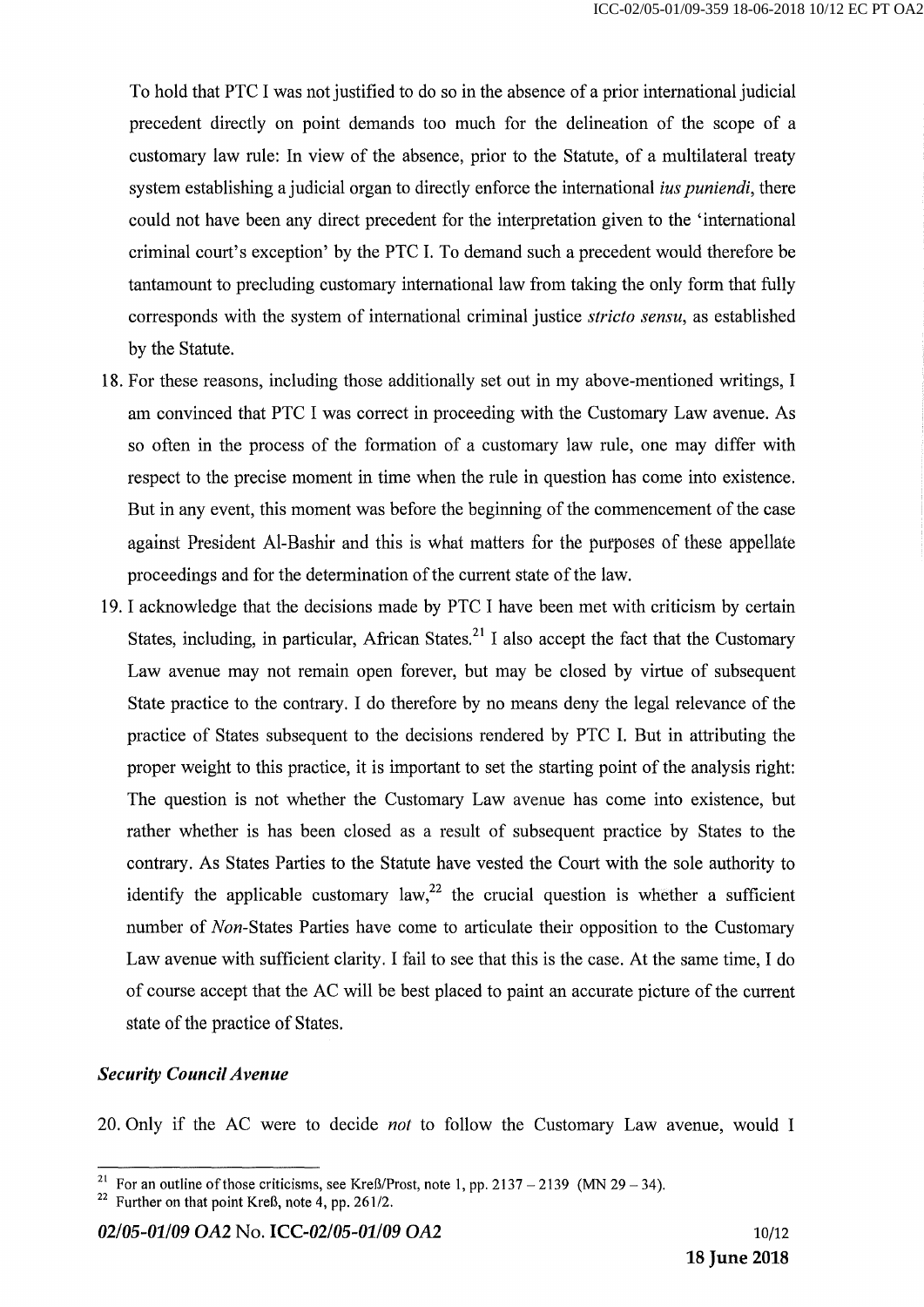To hold that PTC I was not justified to do so in the absence of a prior international judicial precedent directly on point demands too much for the delineation of the scope of a customary law rule: In view of the absence, prior to the Statute, of a multilateral treaty system establishing a judicial organ to directly enforce the international *ius puniendi*, there could not have been any direct precedent for the interpretation given to the 'international criminal court's exception' by the PTC I. To demand such a precedent would therefore be tantamount to precluding customary international law from taking the only form that fully corresponds with the system of international criminal justice *stricto sensu*, as established by the Statute.

18. For these reasons, including those additionally set out in my above-mentioned writings, I am convinced that PTC I was correct in proceeding with the Customary Law avenue. As so often in the process of the formation of a customary law rule, one may differ with respect to the precise moment in time when the rule in question has come into existence. But in any event, this moment was before the beginning of the commencement of the case against President Al-Bashir and this is what matters for the purposes of these appellate proceedings and for the determination of the current state of the law.

19. I acknowledge that the decisions made by PTC I have been met with criticism by certain States, including, in particular, African States.[21] I also accept the fact that the Customary Law avenue may not remain open forever, but may be closed by virtue of subsequent State practice to the contrary. I do therefore by no means deny the legal relevance of the practice of States subsequent to the decisions rendered by PTC I. But in attributing the proper weight to this practice, it is important to set the starting point of the analysis right: The question is not whether the Customary Law avenue has come into existence, but rather whether is has been closed as a result of subsequent practice by States to the contrary. As States Parties to the Statute have vested the Court with the sole authority to identify the applicable customary law,[22] the crucial question is whether a sufficient number of *Non*-States Parties have come to articulate their opposition to the Customary Law avenue with sufficient clarity. I fail to see that this is the case. At the same time, I do of course accept that the AC will be best placed to paint an accurate picture of the current state of the practice of States.

### *Security Council Avenue*

20. Only if the AC were to decide *not* to follow the Customary Law avenue, would I

---

[21] For an outline of those criticisms, see Kreß/Prost, note 1, pp. 2137 – 2139 (MN 29 – 34).

[22] Further on that point Kreß, note 4, pp. 261/2.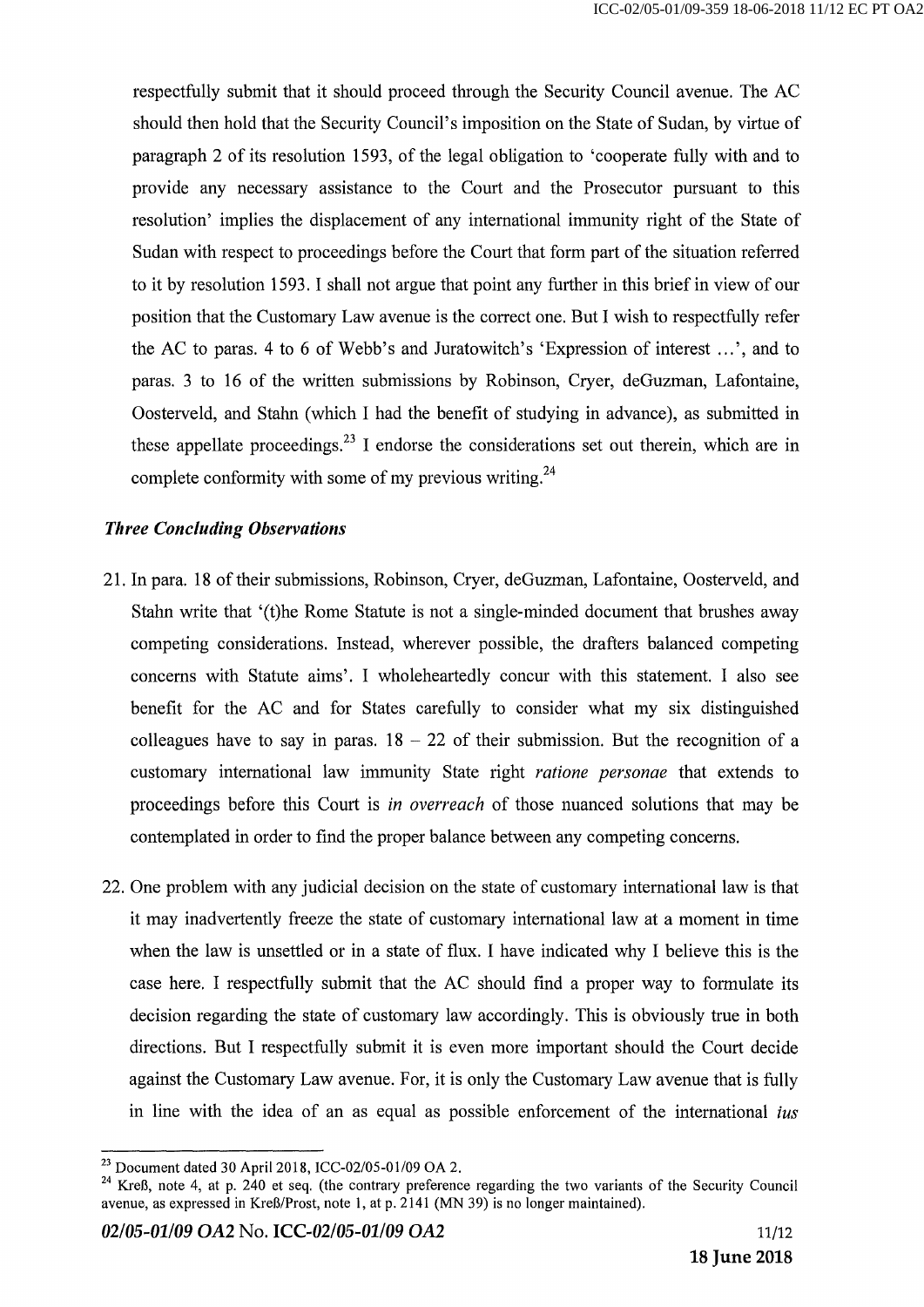respectfully submit that it should proceed through the Security Council avenue. The AC should then hold that the Security Council's imposition on the State of Sudan, by virtue of paragraph 2 of its resolution 1593, of the legal obligation to 'cooperate fully with and to provide any necessary assistance to the Court and the Prosecutor pursuant to this resolution' implies the displacement of any international immunity right of the State of Sudan with respect to proceedings before the Court that form part of the situation referred to it by resolution 1593. I shall not argue that point any further in this brief in view of our position that the Customary Law avenue is the correct one. But I wish to respectfully refer the AC to paras. 4 to 6 of Webb's and Juratowitch's 'Expression of interest …', and to paras. 3 to 16 of the written submissions by Robinson, Cryer, deGuzman, Lafontaine, Oosterveld, and Stahn (which I had the benefit of studying in advance), as submitted in these appellate proceedings.[23] I endorse the considerations set out therein, which are in complete conformity with some of my previous writing.[24]

### *Three Concluding Observations*

21. In para. 18 of their submissions, Robinson, Cryer, deGuzman, Lafontaine, Oosterveld, and Stahn write that '(t)he Rome Statute is not a single-minded document that brushes away competing considerations. Instead, wherever possible, the drafters balanced competing concerns with Statute aims'. I wholeheartedly concur with this statement. I also see benefit for the AC and for States carefully to consider what my six distinguished colleagues have to say in paras. 18 – 22 of their submission. But the recognition of a customary international law immunity State right *ratione personae* that extends to proceedings before this Court is *in overreach* of those nuanced solutions that may be contemplated in order to find the proper balance between any competing concerns.

22. One problem with any judicial decision on the state of customary international law is that it may inadvertently freeze the state of customary international law at a moment in time when the law is unsettled or in a state of flux. I have indicated why I believe this is the case here. I respectfully submit that the AC should find a proper way to formulate its decision regarding the state of customary law accordingly. This is obviously true in both directions. But I respectfully submit it is even more important should the Court decide against the Customary Law avenue. For, it is only the Customary Law avenue that is fully in line with the idea of an as equal as possible enforcement of the international *ius*

---

[23] Document dated 30 April 2018, ICC-02/05-01/09 OA 2.

[24] Kreß, note 4, at p. 240 et seq. (the contrary preference regarding the two variants of the Security Council avenue, as expressed in Kreß/Prost, note 1, at p. 2141 (MN 39) is no longer maintained).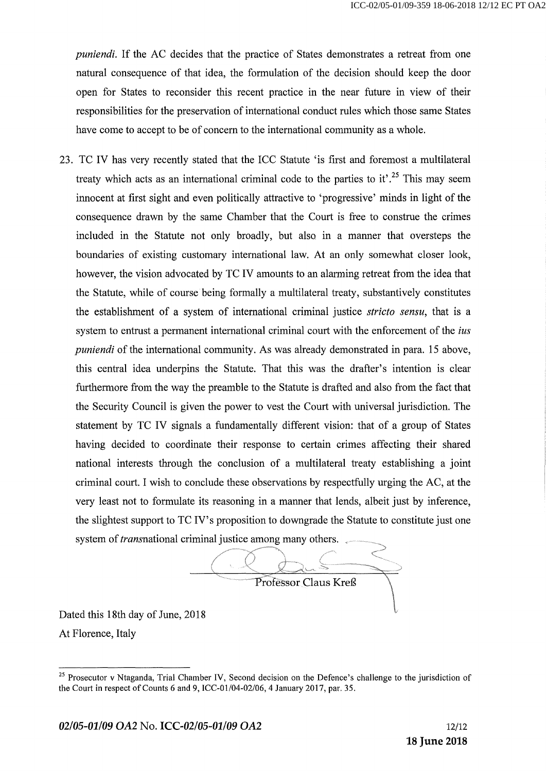*puniendi*. If the AC decides that the practice of States demonstrates a retreat from one natural consequence of that idea, the formulation of the decision should keep the door open for States to reconsider this recent practice in the near future in view of their responsibilities for the preservation of international conduct rules which those same States have come to accept to be of concern to the international community as a whole.

23. TC IV has very recently stated that the ICC Statute 'is first and foremost a multilateral treaty which acts as an international criminal code to the parties to it'.[25] This may seem innocent at first sight and even politically attractive to 'progressive' minds in light of the consequence drawn by the same Chamber that the Court is free to construe the crimes included in the Statute not only broadly, but also in a manner that oversteps the boundaries of existing customary international law. At an only somewhat closer look, however, the vision advocated by TC IV amounts to an alarming retreat from the idea that the Statute, while of course being formally a multilateral treaty, substantively constitutes the establishment of a system of international criminal justice *stricto sensu*, that is a system to entrust a permanent international criminal court with the enforcement of the *ius puniendi* of the international community. As was already demonstrated in para. 15 above, this central idea underpins the Statute. That this was the drafter's intention is clear furthermore from the way the preamble to the Statute is drafted and also from the fact that the Security Council is given the power to vest the Court with universal jurisdiction. The statement by TC IV signals a fundamentally different vision: that of a group of States having decided to coordinate their response to certain crimes affecting their shared national interests through the conclusion of a multilateral treaty establishing a joint criminal court. I wish to conclude these observations by respectfully urging the AC, at the very least not to formulate its reasoning in a manner that lends, albeit just by inference, the slightest support to TC IV's proposition to downgrade the Statute to constitute just one system of *trans*national criminal justice among many others.

Professor Claus Kreß

Dated this 18th day of June, 2018
At Florence, Italy

---

[25] Prosecutor v Ntaganda, Trial Chamber IV, Second decision on the Defence's challenge to the jurisdiction of the Court in respect of Counts 6 and 9, ICC-01/04-02/06, 4 January 2017, par. 35.